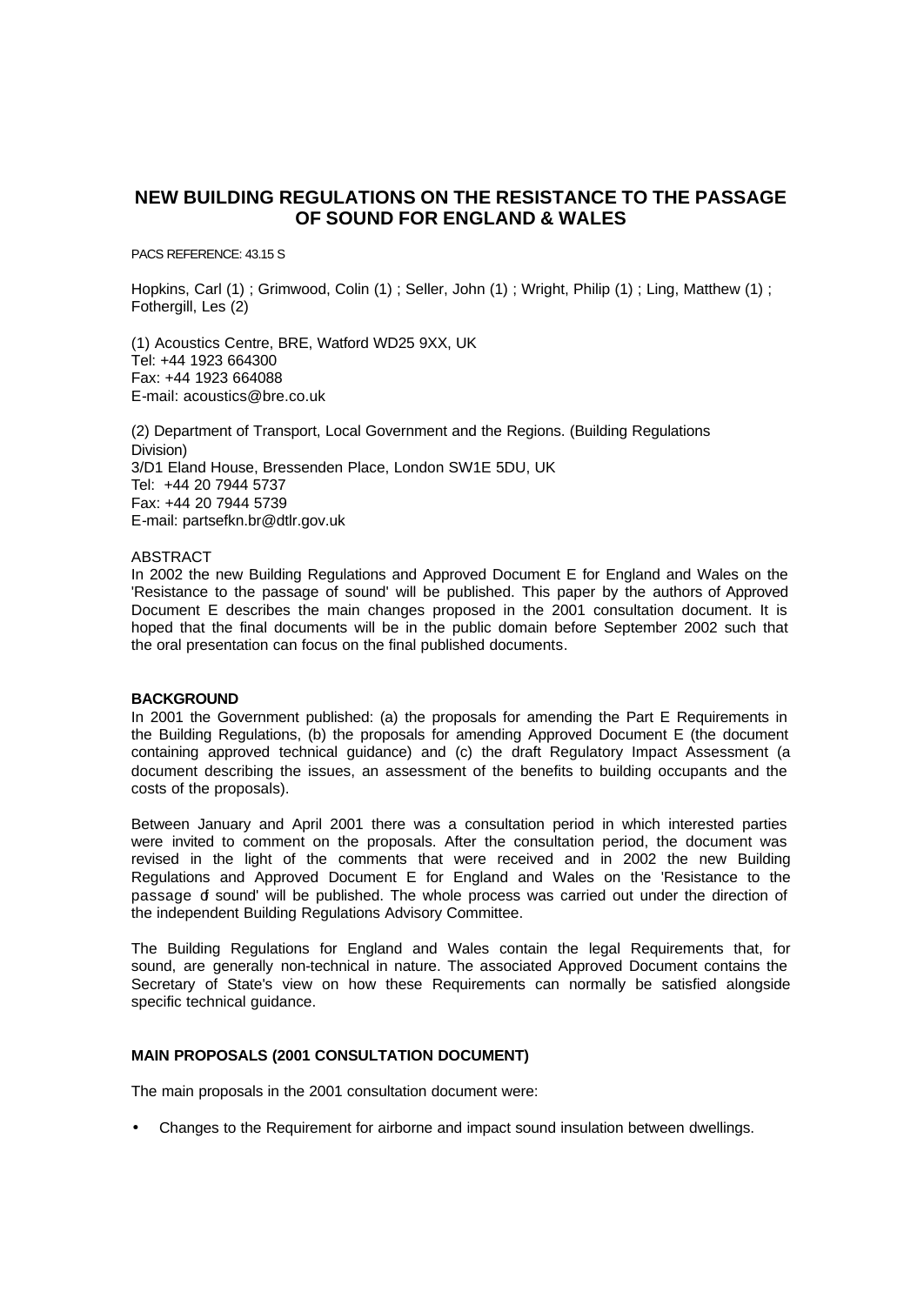# NEW BUILDING REGULATIONS ON THE RESISTANCE TO THE PASSAGE OF SOUND FOR ENGLAND & WALES

PACS REFERENCE: 43.15 S

Hopkins, Carl (1) ; Grimwood, Colin (1) ; Seller, John (1) ; Wright, Philip (1) ; Ling, Matthew (1) ; Fothergill, Les (2)

(1) Acoustics Centre, BRE, Watford WD25 9XX, UK
Tel: +44 1923 664300
Fax: +44 1923 664088
E-mail: acoustics@bre.co.uk

(2) Department of Transport, Local Government and the Regions. (Building Regulations Division)
3/D1 Eland House, Bressenden Place, London SW1E 5DU, UK
Tel: +44 20 7944 5737
Fax: +44 20 7944 5739
E-mail: partsefkn.br@dtlr.gov.uk

ABSTRACT

In 2002 the new Building Regulations and Approved Document E for England and Wales on the 'Resistance to the passage of sound' will be published. This paper by the authors of Approved Document E describes the main changes proposed in the 2001 consultation document. It is hoped that the final documents will be in the public domain before September 2002 such that the oral presentation can focus on the final published documents.

**BACKGROUND**

In 2001 the Government published: (a) the proposals for amending the Part E Requirements in the Building Regulations, (b) the proposals for amending Approved Document E (the document containing approved technical guidance) and (c) the draft Regulatory Impact Assessment (a document describing the issues, an assessment of the benefits to building occupants and the costs of the proposals).

Between January and April 2001 there was a consultation period in which interested parties were invited to comment on the proposals. After the consultation period, the document was revised in the light of the comments that were received and in 2002 the new Building Regulations and Approved Document E for England and Wales on the 'Resistance to the passage of sound' will be published. The whole process was carried out under the direction of the independent Building Regulations Advisory Committee.

The Building Regulations for England and Wales contain the legal Requirements that, for sound, are generally non-technical in nature. The associated Approved Document contains the Secretary of State's view on how these Requirements can normally be satisfied alongside specific technical guidance.

**MAIN PROPOSALS (2001 CONSULTATION DOCUMENT)**

The main proposals in the 2001 consultation document were:

- Changes to the Requirement for airborne and impact sound insulation between dwellings.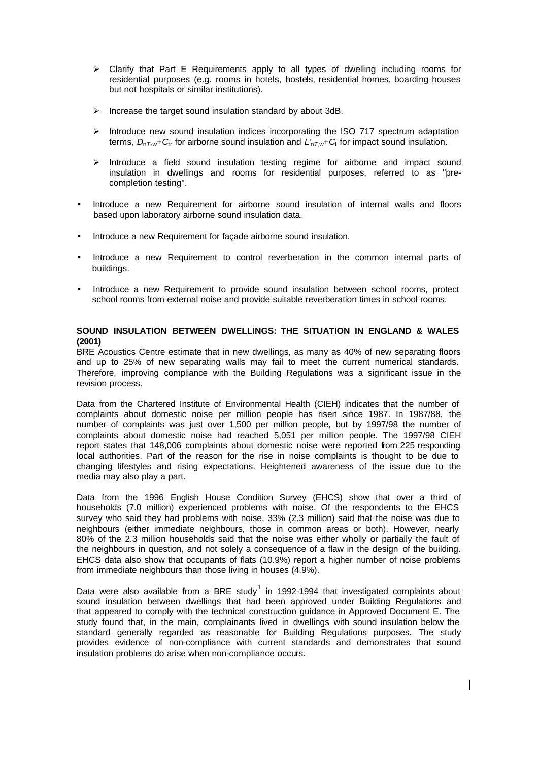- Clarify that Part E Requirements apply to all types of dwelling including rooms for residential purposes (e.g. rooms in hotels, hostels, residential homes, boarding houses but not hospitals or similar institutions).
- Increase the target sound insulation standard by about 3dB.
- Introduce new sound insulation indices incorporating the ISO 717 spectrum adaptation terms, $D_{nT,w}+C_{tr}$ for airborne sound insulation and $L'_{nT,w}+C_{I}$ for impact sound insulation.
- Introduce a field sound insulation testing regime for airborne and impact sound insulation in dwellings and rooms for residential purposes, referred to as "pre-completion testing".

- Introduce a new Requirement for airborne sound insulation of internal walls and floors based upon laboratory airborne sound insulation data.
- Introduce a new Requirement for façade airborne sound insulation.
- Introduce a new Requirement to control reverberation in the common internal parts of buildings.
- Introduce a new Requirement to provide sound insulation between school rooms, protect school rooms from external noise and provide suitable reverberation times in school rooms.

**SOUND INSULATION BETWEEN DWELLINGS: THE SITUATION IN ENGLAND & WALES (2001)**

BRE Acoustics Centre estimate that in new dwellings, as many as 40% of new separating floors and up to 25% of new separating walls may fail to meet the current numerical standards. Therefore, improving compliance with the Building Regulations was a significant issue in the revision process.

Data from the Chartered Institute of Environmental Health (CIEH) indicates that the number of complaints about domestic noise per million people has risen since 1987. In 1987/88, the number of complaints was just over 1,500 per million people, but by 1997/98 the number of complaints about domestic noise had reached 5,051 per million people. The 1997/98 CIEH report states that 148,006 complaints about domestic noise were reported from 225 responding local authorities. Part of the reason for the rise in noise complaints is thought to be due to changing lifestyles and rising expectations. Heightened awareness of the issue due to the media may also play a part.

Data from the 1996 English House Condition Survey (EHCS) show that over a third of households (7.0 million) experienced problems with noise. Of the respondents to the EHCS survey who said they had problems with noise, 33% (2.3 million) said that the noise was due to neighbours (either immediate neighbours, those in common areas or both). However, nearly 80% of the 2.3 million households said that the noise was either wholly or partially the fault of the neighbours in question, and not solely a consequence of a flaw in the design of the building. EHCS data also show that occupants of flats (10.9%) report a higher number of noise problems from immediate neighbours than those living in houses (4.9%).

Data were also available from a BRE study[1] in 1992-1994 that investigated complaints about sound insulation between dwellings that had been approved under Building Regulations and that appeared to comply with the technical construction guidance in Approved Document E. The study found that, in the main, complainants lived in dwellings with sound insulation below the standard generally regarded as reasonable for Building Regulations purposes. The study provides evidence of non-compliance with current standards and demonstrates that sound insulation problems do arise when non-compliance occurs.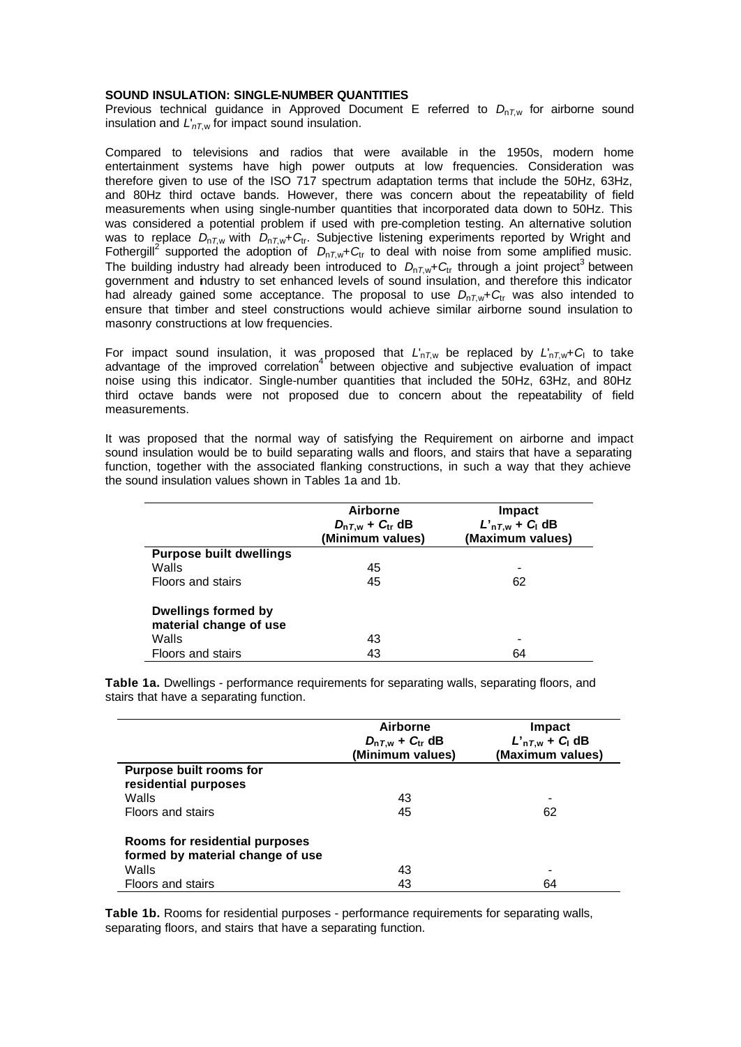## SOUND INSULATION: SINGLE-NUMBER QUANTITIES

Previous technical guidance in Approved Document E referred to $D_{nT,w}$ for airborne sound insulation and $L'_{nT,w}$ for impact sound insulation.

Compared to televisions and radios that were available in the 1950s, modern home entertainment systems have high power outputs at low frequencies. Consideration was therefore given to use of the ISO 717 spectrum adaptation terms that include the 50Hz, 63Hz, and 80Hz third octave bands. However, there was concern about the repeatability of field measurements when using single-number quantities that incorporated data down to 50Hz. This was considered a potential problem if used with pre-completion testing. An alternative solution was to replace $D_{nT,w}$ with $D_{nT,w}+C_{tr}$. Subjective listening experiments reported by Wright and Fothergill[2] supported the adoption of $D_{nT,w}+C_{tr}$ to deal with noise from some amplified music. The building industry had already been introduced to $D_{nT,w}+C_{tr}$ through a joint project[3] between government and industry to set enhanced levels of sound insulation, and therefore this indicator had already gained some acceptance. The proposal to use $D_{nT,w}+C_{tr}$ was also intended to ensure that timber and steel constructions would achieve similar airborne sound insulation to masonry constructions at low frequencies.

For impact sound insulation, it was proposed that $L'_{nT,w}$ be replaced by $L'_{nT,w}+C_I$ to take advantage of the improved correlation[4] between objective and subjective evaluation of impact noise using this indicator. Single-number quantities that included the 50Hz, 63Hz, and 80Hz third octave bands were not proposed due to concern about the repeatability of field measurements.

It was proposed that the normal way of satisfying the Requirement on airborne and impact sound insulation would be to build separating walls and floors, and stairs that have a separating function, together with the associated flanking constructions, in such a way that they achieve the sound insulation values shown in Tables 1a and 1b.

| | **Airborne** $D_{nT,w} + C_{tr}$ **dB (Minimum values)** | **Impact** $L'_{nT,w} + C_I$ **dB (Maximum values)** |
|---|---|---|
| **Purpose built dwellings** | | |
| Walls | 45 | - |
| Floors and stairs | 45 | 62 |
| **Dwellings formed by material change of use** | | |
| Walls | 43 | - |
| Floors and stairs | 43 | 64 |

**Table 1a.** Dwellings - performance requirements for separating walls, separating floors, and stairs that have a separating function.

| | **Airborne** $D_{nT,w} + C_{tr}$ **dB (Minimum values)** | **Impact** $L'_{nT,w} + C_I$ **dB (Maximum values)** |
|---|---|---|
| **Purpose built rooms for residential purposes** | | |
| Walls | 43 | - |
| Floors and stairs | 45 | 62 |
| **Rooms for residential purposes formed by material change of use** | | |
| Walls | 43 | - |
| Floors and stairs | 43 | 64 |

**Table 1b.** Rooms for residential purposes - performance requirements for separating walls, separating floors, and stairs that have a separating function.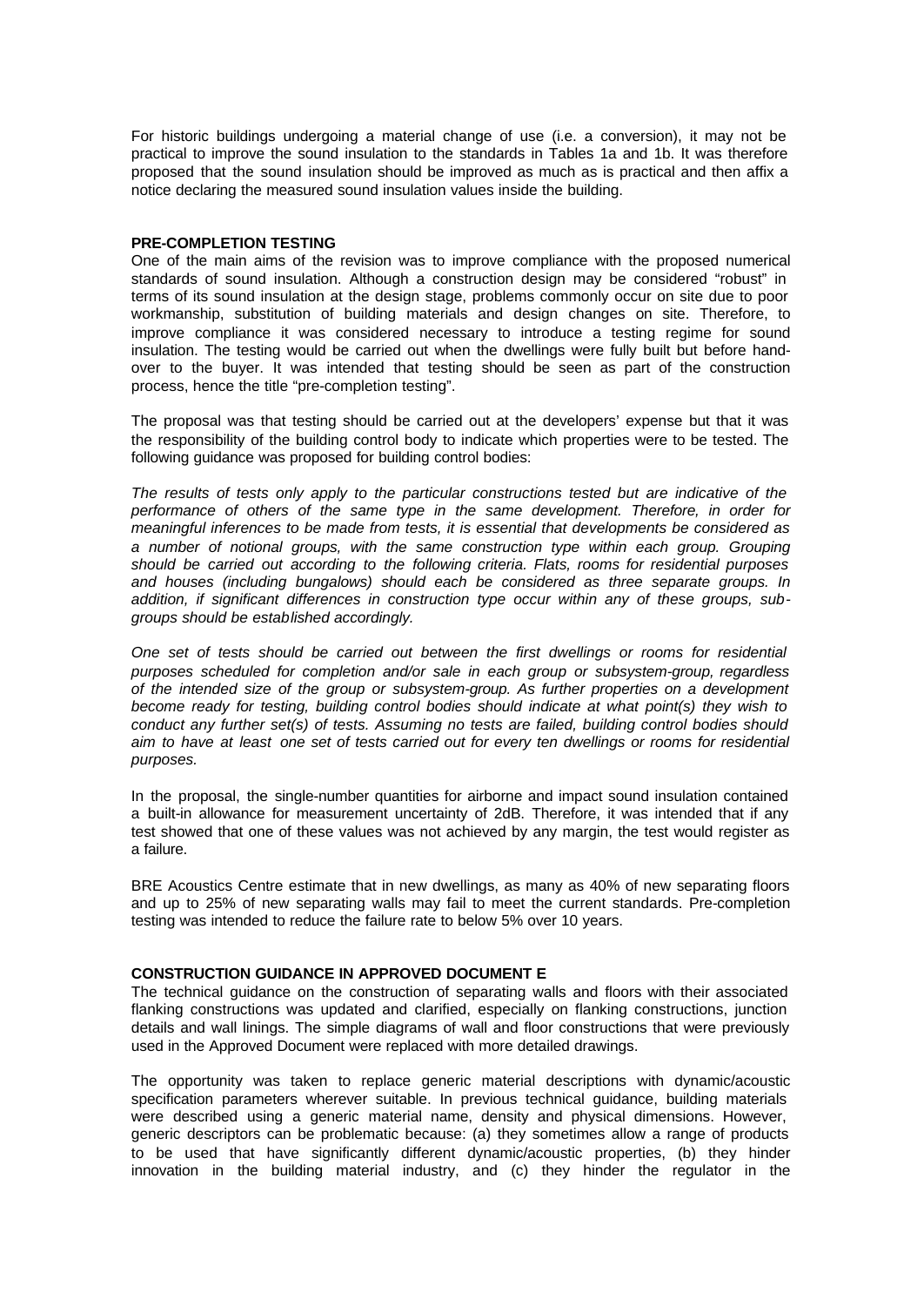For historic buildings undergoing a material change of use (i.e. a conversion), it may not be practical to improve the sound insulation to the standards in Tables 1a and 1b. It was therefore proposed that the sound insulation should be improved as much as is practical and then affix a notice declaring the measured sound insulation values inside the building.

## PRE-COMPLETION TESTING

One of the main aims of the revision was to improve compliance with the proposed numerical standards of sound insulation. Although a construction design may be considered "robust" in terms of its sound insulation at the design stage, problems commonly occur on site due to poor workmanship, substitution of building materials and design changes on site. Therefore, to improve compliance it was considered necessary to introduce a testing regime for sound insulation. The testing would be carried out when the dwellings were fully built but before hand-over to the buyer. It was intended that testing should be seen as part of the construction process, hence the title "pre-completion testing".

The proposal was that testing should be carried out at the developers' expense but that it was the responsibility of the building control body to indicate which properties were to be tested. The following guidance was proposed for building control bodies:

*The results of tests only apply to the particular constructions tested but are indicative of the performance of others of the same type in the same development. Therefore, in order for meaningful inferences to be made from tests, it is essential that developments be considered as a number of notional groups, with the same construction type within each group. Grouping should be carried out according to the following criteria. Flats, rooms for residential purposes and houses (including bungalows) should each be considered as three separate groups. In addition, if significant differences in construction type occur within any of these groups, sub-groups should be established accordingly.*

*One set of tests should be carried out between the first dwellings or rooms for residential purposes scheduled for completion and/or sale in each group or subsystem-group, regardless of the intended size of the group or subsystem-group. As further properties on a development become ready for testing, building control bodies should indicate at what point(s) they wish to conduct any further set(s) of tests. Assuming no tests are failed, building control bodies should aim to have at least one set of tests carried out for every ten dwellings or rooms for residential purposes.*

In the proposal, the single-number quantities for airborne and impact sound insulation contained a built-in allowance for measurement uncertainty of 2dB. Therefore, it was intended that if any test showed that one of these values was not achieved by any margin, the test would register as a failure.

BRE Acoustics Centre estimate that in new dwellings, as many as 40% of new separating floors and up to 25% of new separating walls may fail to meet the current standards. Pre-completion testing was intended to reduce the failure rate to below 5% over 10 years.

## CONSTRUCTION GUIDANCE IN APPROVED DOCUMENT E

The technical guidance on the construction of separating walls and floors with their associated flanking constructions was updated and clarified, especially on flanking constructions, junction details and wall linings. The simple diagrams of wall and floor constructions that were previously used in the Approved Document were replaced with more detailed drawings.

The opportunity was taken to replace generic material descriptions with dynamic/acoustic specification parameters wherever suitable. In previous technical guidance, building materials were described using a generic material name, density and physical dimensions. However, generic descriptors can be problematic because: (a) they sometimes allow a range of products to be used that have significantly different dynamic/acoustic properties, (b) they hinder innovation in the building material industry, and (c) they hinder the regulator in the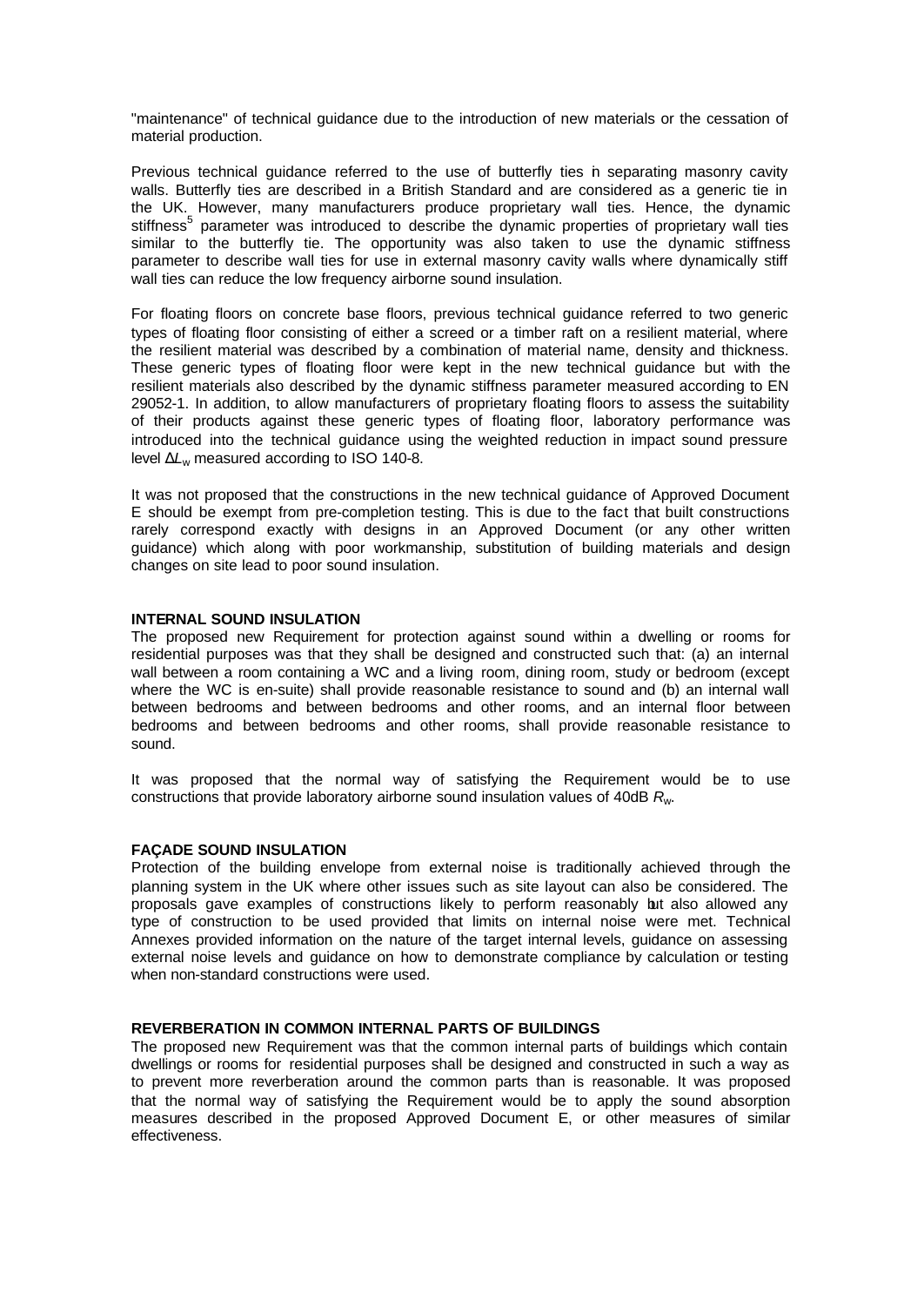"maintenance" of technical guidance due to the introduction of new materials or the cessation of material production.

Previous technical guidance referred to the use of butterfly ties in separating masonry cavity walls. Butterfly ties are described in a British Standard and are considered as a generic tie in the UK. However, many manufacturers produce proprietary wall ties. Hence, the dynamic stiffness[5] parameter was introduced to describe the dynamic properties of proprietary wall ties similar to the butterfly tie. The opportunity was also taken to use the dynamic stiffness parameter to describe wall ties for use in external masonry cavity walls where dynamically stiff wall ties can reduce the low frequency airborne sound insulation.

For floating floors on concrete base floors, previous technical guidance referred to two generic types of floating floor consisting of either a screed or a timber raft on a resilient material, where the resilient material was described by a combination of material name, density and thickness. These generic types of floating floor were kept in the new technical guidance but with the resilient materials also described by the dynamic stiffness parameter measured according to EN 29052-1. In addition, to allow manufacturers of proprietary floating floors to assess the suitability of their products against these generic types of floating floor, laboratory performance was introduced into the technical guidance using the weighted reduction in impact sound pressure level $\Delta L_w$ measured according to ISO 140-8.

It was not proposed that the constructions in the new technical guidance of Approved Document E should be exempt from pre-completion testing. This is due to the fact that built constructions rarely correspond exactly with designs in an Approved Document (or any other written guidance) which along with poor workmanship, substitution of building materials and design changes on site lead to poor sound insulation.

**INTERNAL SOUND INSULATION**

The proposed new Requirement for protection against sound within a dwelling or rooms for residential purposes was that they shall be designed and constructed such that: (a) an internal wall between a room containing a WC and a living room, dining room, study or bedroom (except where the WC is en-suite) shall provide reasonable resistance to sound and (b) an internal wall between bedrooms and between bedrooms and other rooms, and an internal floor between bedrooms and between bedrooms and other rooms, shall provide reasonable resistance to sound.

It was proposed that the normal way of satisfying the Requirement would be to use constructions that provide laboratory airborne sound insulation values of 40dB $R_w$.

**FAÇADE SOUND INSULATION**

Protection of the building envelope from external noise is traditionally achieved through the planning system in the UK where other issues such as site layout can also be considered. The proposals gave examples of constructions likely to perform reasonably but also allowed any type of construction to be used provided that limits on internal noise were met. Technical Annexes provided information on the nature of the target internal levels, guidance on assessing external noise levels and guidance on how to demonstrate compliance by calculation or testing when non-standard constructions were used.

**REVERBERATION IN COMMON INTERNAL PARTS OF BUILDINGS**

The proposed new Requirement was that the common internal parts of buildings which contain dwellings or rooms for residential purposes shall be designed and constructed in such a way as to prevent more reverberation around the common parts than is reasonable. It was proposed that the normal way of satisfying the Requirement would be to apply the sound absorption measures described in the proposed Approved Document E, or other measures of similar effectiveness.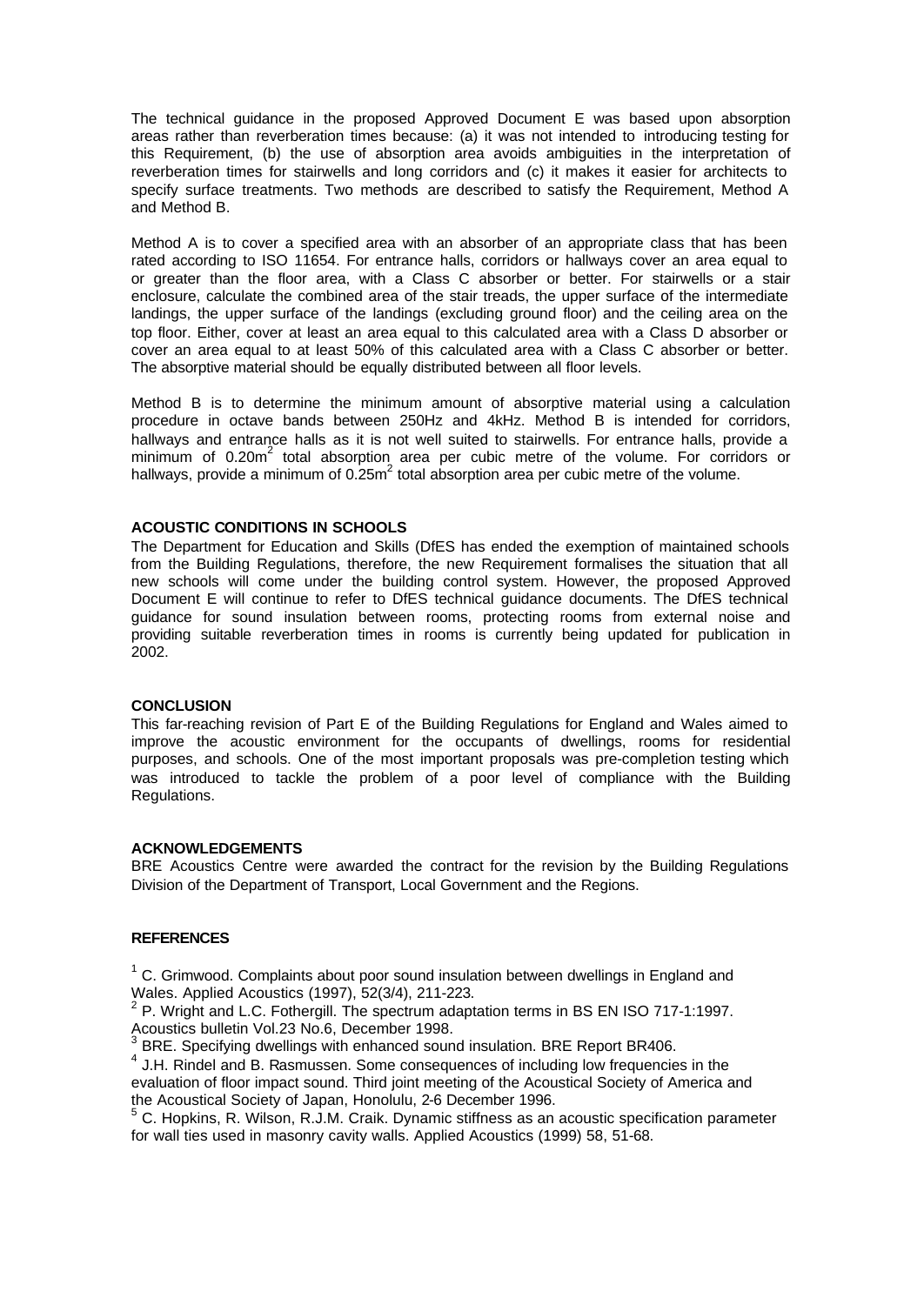The technical guidance in the proposed Approved Document E was based upon absorption areas rather than reverberation times because: (a) it was not intended to introducing testing for this Requirement, (b) the use of absorption area avoids ambiguities in the interpretation of reverberation times for stairwells and long corridors and (c) it makes it easier for architects to specify surface treatments. Two methods are described to satisfy the Requirement, Method A and Method B.

Method A is to cover a specified area with an absorber of an appropriate class that has been rated according to ISO 11654. For entrance halls, corridors or hallways cover an area equal to or greater than the floor area, with a Class C absorber or better. For stairwells or a stair enclosure, calculate the combined area of the stair treads, the upper surface of the intermediate landings, the upper surface of the landings (excluding ground floor) and the ceiling area on the top floor. Either, cover at least an area equal to this calculated area with a Class D absorber or cover an area equal to at least 50% of this calculated area with a Class C absorber or better. The absorptive material should be equally distributed between all floor levels.

Method B is to determine the minimum amount of absorptive material using a calculation procedure in octave bands between 250Hz and 4kHz. Method B is intended for corridors, hallways and entrance halls as it is not well suited to stairwells. For entrance halls, provide a minimum of $0.20m^2$ total absorption area per cubic metre of the volume. For corridors or hallways, provide a minimum of $0.25m^2$ total absorption area per cubic metre of the volume.

## ACOUSTIC CONDITIONS IN SCHOOLS

The Department for Education and Skills (DfES has ended the exemption of maintained schools from the Building Regulations, therefore, the new Requirement formalises the situation that all new schools will come under the building control system. However, the proposed Approved Document E will continue to refer to DfES technical guidance documents. The DfES technical guidance for sound insulation between rooms, protecting rooms from external noise and providing suitable reverberation times in rooms is currently being updated for publication in 2002.

## CONCLUSION

This far-reaching revision of Part E of the Building Regulations for England and Wales aimed to improve the acoustic environment for the occupants of dwellings, rooms for residential purposes, and schools. One of the most important proposals was pre-completion testing which was introduced to tackle the problem of a poor level of compliance with the Building Regulations.

## ACKNOWLEDGEMENTS

BRE Acoustics Centre were awarded the contract for the revision by the Building Regulations Division of the Department of Transport, Local Government and the Regions.

## REFERENCES

[1] C. Grimwood. Complaints about poor sound insulation between dwellings in England and Wales. Applied Acoustics (1997), 52(3/4), 211-223.
[2] P. Wright and L.C. Fothergill. The spectrum adaptation terms in BS EN ISO 717-1:1997. Acoustics bulletin Vol.23 No.6, December 1998.
[3] BRE. Specifying dwellings with enhanced sound insulation. BRE Report BR406.
[4] J.H. Rindel and B. Rasmussen. Some consequences of including low frequencies in the evaluation of floor impact sound. Third joint meeting of the Acoustical Society of America and the Acoustical Society of Japan, Honolulu, 2-6 December 1996.
[5] C. Hopkins, R. Wilson, R.J.M. Craik. Dynamic stiffness as an acoustic specification parameter for wall ties used in masonry cavity walls. Applied Acoustics (1999) 58, 51-68.